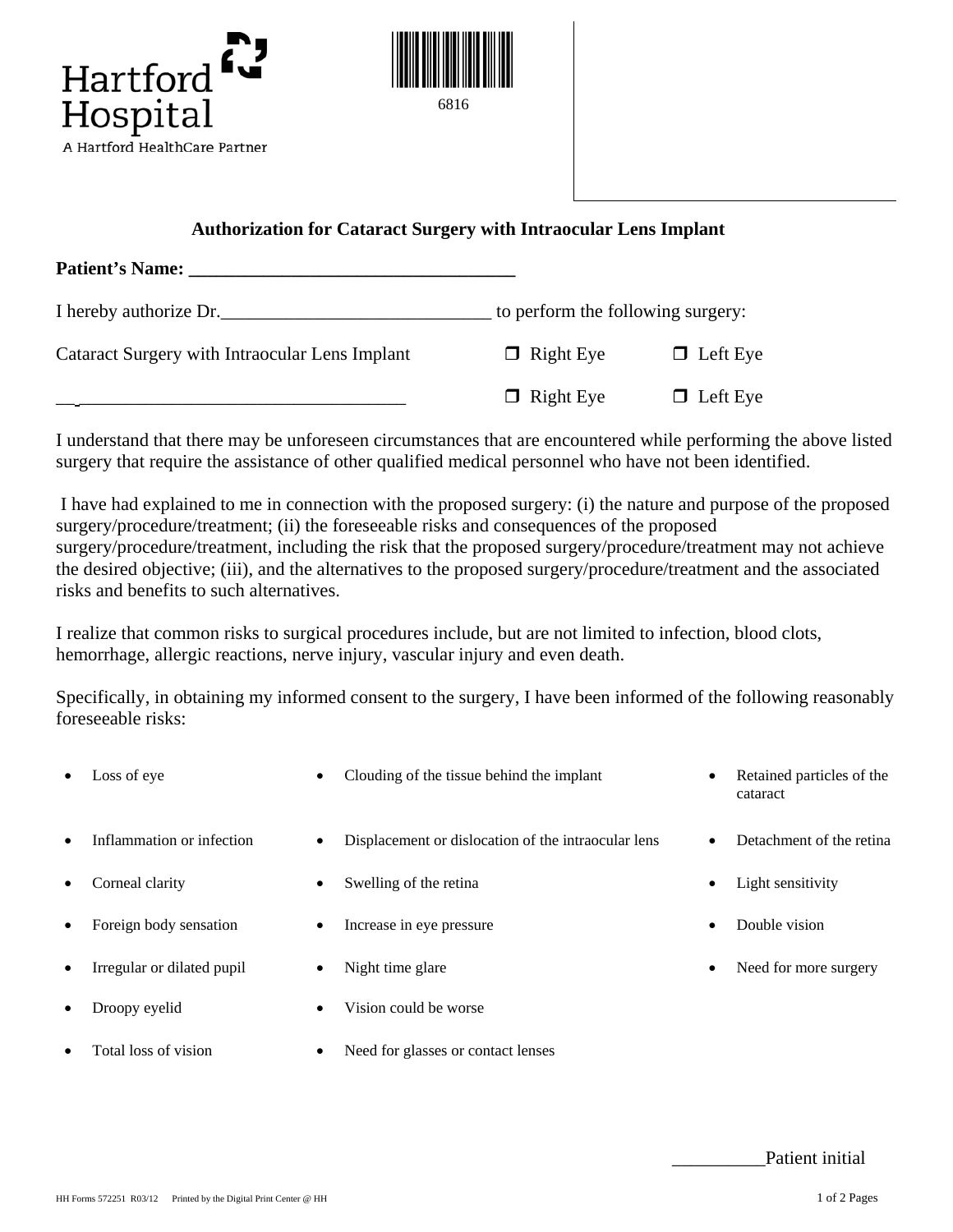Hartford Hospital

A Hartford HealthCare Partner

6816

## Authorization for Cataract Surgery with Intraocular Lens Implant

**Patient's Name: ___________________________________**

I hereby authorize Dr.____________________________ to perform the following surgery:

Cataract Surgery with Intraocular Lens Implant ❒ Right Eye ❒ Left Eye

____________________________________ ❒ Right Eye ❒ Left Eye

I understand that there may be unforeseen circumstances that are encountered while performing the above listed surgery that require the assistance of other qualified medical personnel who have not been identified.

I have had explained to me in connection with the proposed surgery: (i) the nature and purpose of the proposed surgery/procedure/treatment; (ii) the foreseeable risks and consequences of the proposed surgery/procedure/treatment, including the risk that the proposed surgery/procedure/treatment may not achieve the desired objective; (iii), and the alternatives to the proposed surgery/procedure/treatment and the associated risks and benefits to such alternatives.

I realize that common risks to surgical procedures include, but are not limited to infection, blood clots, hemorrhage, allergic reactions, nerve injury, vascular injury and even death.

Specifically, in obtaining my informed consent to the surgery, I have been informed of the following reasonably foreseeable risks:

- Loss of eye
- Inflammation or infection
- Corneal clarity
- Foreign body sensation
- Irregular or dilated pupil
- Droopy eyelid
- Total loss of vision
- Clouding of the tissue behind the implant
- Displacement or dislocation of the intraocular lens
- Swelling of the retina
- Increase in eye pressure
- Night time glare
- Vision could be worse
- Need for glasses or contact lenses
- Retained particles of the cataract
- Detachment of the retina
- Light sensitivity
- Double vision
- Need for more surgery

__________Patient initial

HH Forms 572251 R03/12 Printed by the Digital Print Center @ HH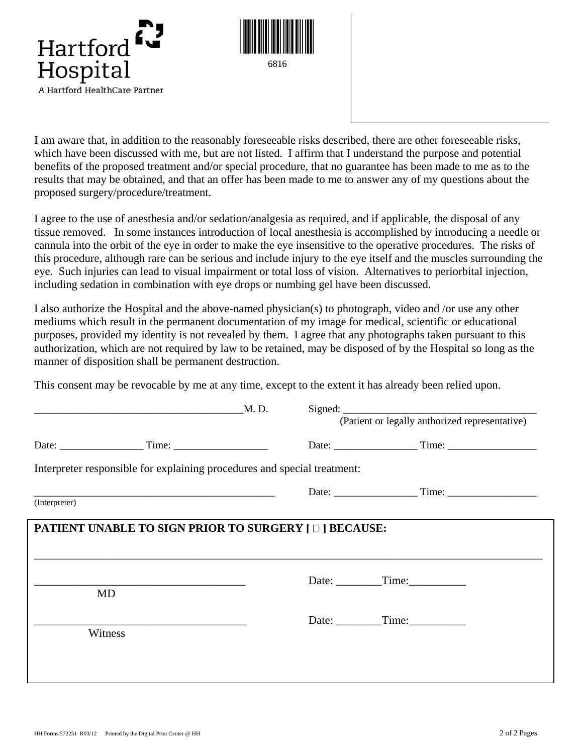Hartford Hospital

A Hartford HealthCare Partner

6816

I am aware that, in addition to the reasonably foreseeable risks described, there are other foreseeable risks, which have been discussed with me, but are not listed. I affirm that I understand the purpose and potential benefits of the proposed treatment and/or special procedure, that no guarantee has been made to me as to the results that may be obtained, and that an offer has been made to me to answer any of my questions about the proposed surgery/procedure/treatment.

I agree to the use of anesthesia and/or sedation/analgesia as required, and if applicable, the disposal of any tissue removed. In some instances introduction of local anesthesia is accomplished by introducing a needle or cannula into the orbit of the eye in order to make the eye insensitive to the operative procedures. The risks of this procedure, although rare can be serious and include injury to the eye itself and the muscles surrounding the eye. Such injuries can lead to visual impairment or total loss of vision. Alternatives to periorbital injection, including sedation in combination with eye drops or numbing gel have been discussed.

I also authorize the Hospital and the above-named physician(s) to photograph, video and /or use any other mediums which result in the permanent documentation of my image for medical, scientific or educational purposes, provided my identity is not revealed by them. I agree that any photographs taken pursuant to this authorization, which are not required by law to be retained, may be disposed of by the Hospital so long as the manner of disposition shall be permanent destruction.

This consent may be revocable by me at any time, except to the extent it has already been relied upon.

_______________________________________M. D.  Signed: ___________________________________
(Patient or legally authorized representative)

Date: ________________ Time: __________________  Date: ________________ Time: _________________

Interpreter responsible for explaining procedures and special treatment:

_____________________________________________  Date: ________________ Time: _________________
(Interpreter)

**PATIENT UNABLE TO SIGN PRIOR TO SURGERY [ ☐ ] BECAUSE:**

_______________________________________________________________________________________________

____________________________________  Date: ________Time:__________
MD

____________________________________  Date: ________Time:__________
Witness

HH Forms 572251 R03/12 Printed by the Digital Print Center @ HH